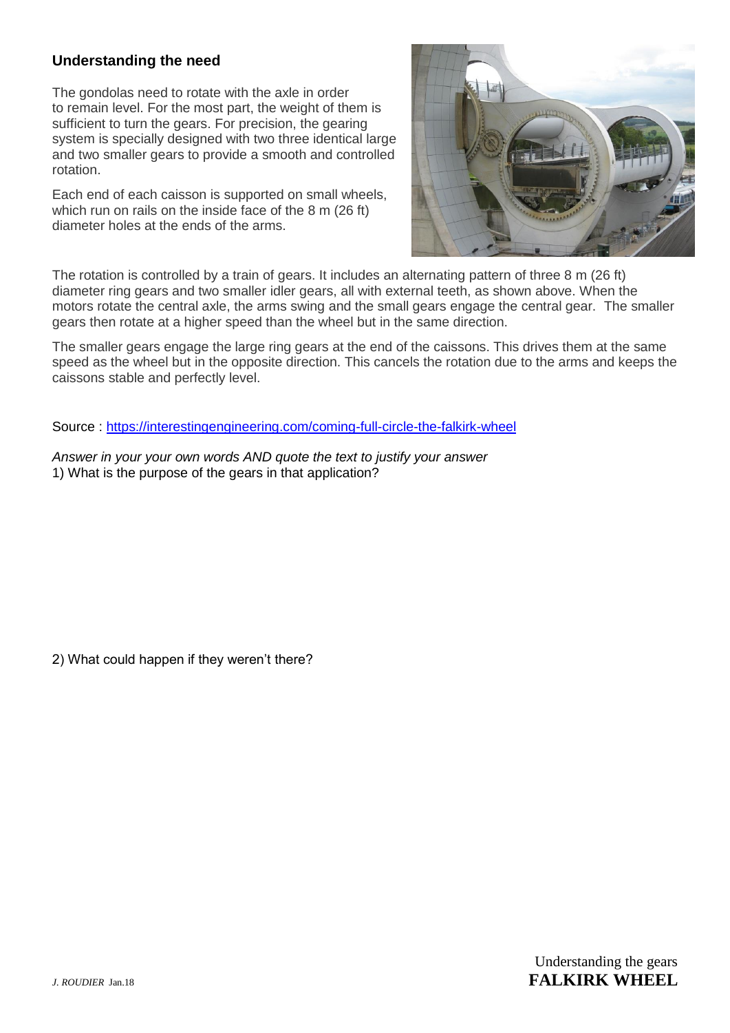## Understanding the need

The gondolas need to rotate with the axle in order to remain level. For the most part, the weight of them is sufficient to turn the gears. For precision, the gearing system is specially designed with two three identical large and two smaller gears to provide a smooth and controlled rotation.

Each end of each caisson is supported on small wheels, which run on rails on the inside face of the 8 m (26 ft) diameter holes at the ends of the arms.

The rotation is controlled by a train of gears. It includes an alternating pattern of three 8 m (26 ft) diameter ring gears and two smaller idler gears, all with external teeth, as shown above. When the motors rotate the central axle, the arms swing and the small gears engage the central gear. The smaller gears then rotate at a higher speed than the wheel but in the same direction.

The smaller gears engage the large ring gears at the end of the caissons. This drives them at the same speed as the wheel but in the opposite direction. This cancels the rotation due to the arms and keeps the caissons stable and perfectly level.

Source : [https://interestingengineering.com/coming-full-circle-the-falkirk-wheel](https://interestingengineering.com/coming-full-circle-the-falkirk-wheel)

*Answer in your your own words AND quote the text to justify your answer*

1) What is the purpose of the gears in that application?

2) What could happen if they weren't there?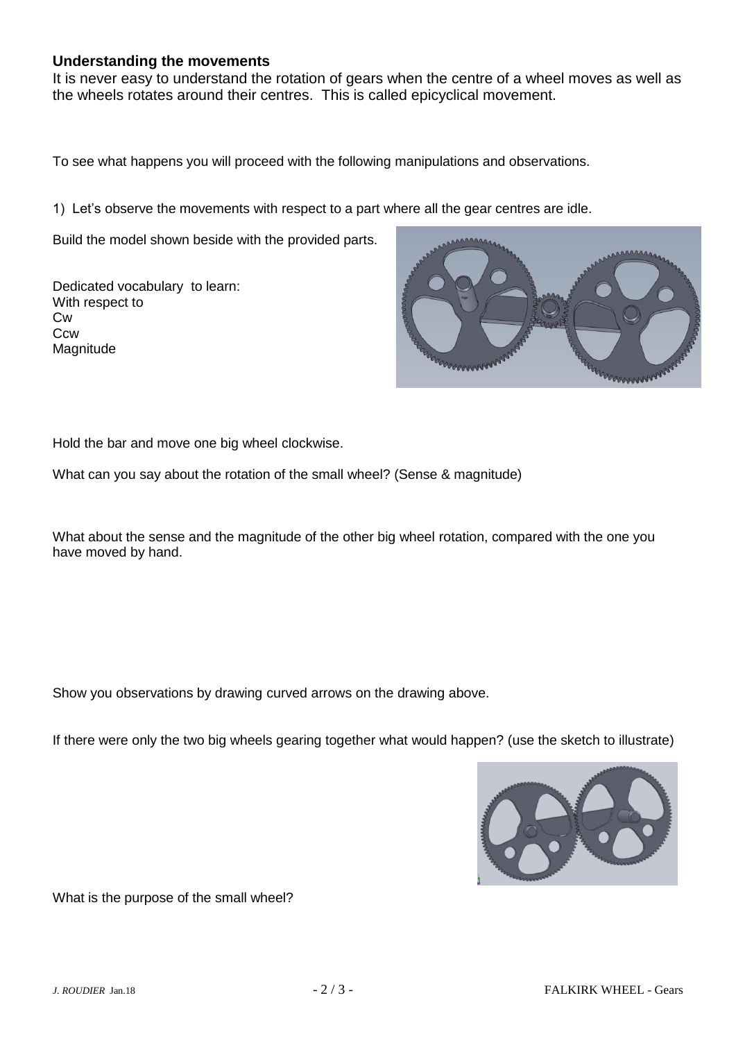**Understanding the movements**

It is never easy to understand the rotation of gears when the centre of a wheel moves as well as the wheels rotates around their centres. This is called epicyclical movement.

To see what happens you will proceed with the following manipulations and observations.

1) Let's observe the movements with respect to a part where all the gear centres are idle.

Build the model shown beside with the provided parts.

Dedicated vocabulary to learn:
With respect to
Cw
Ccw
Magnitude

Hold the bar and move one big wheel clockwise.

What can you say about the rotation of the small wheel? (Sense & magnitude)

What about the sense and the magnitude of the other big wheel rotation, compared with the one you have moved by hand.

Show you observations by drawing curved arrows on the drawing above.

If there were only the two big wheels gearing together what would happen? (use the sketch to illustrate)

What is the purpose of the small wheel?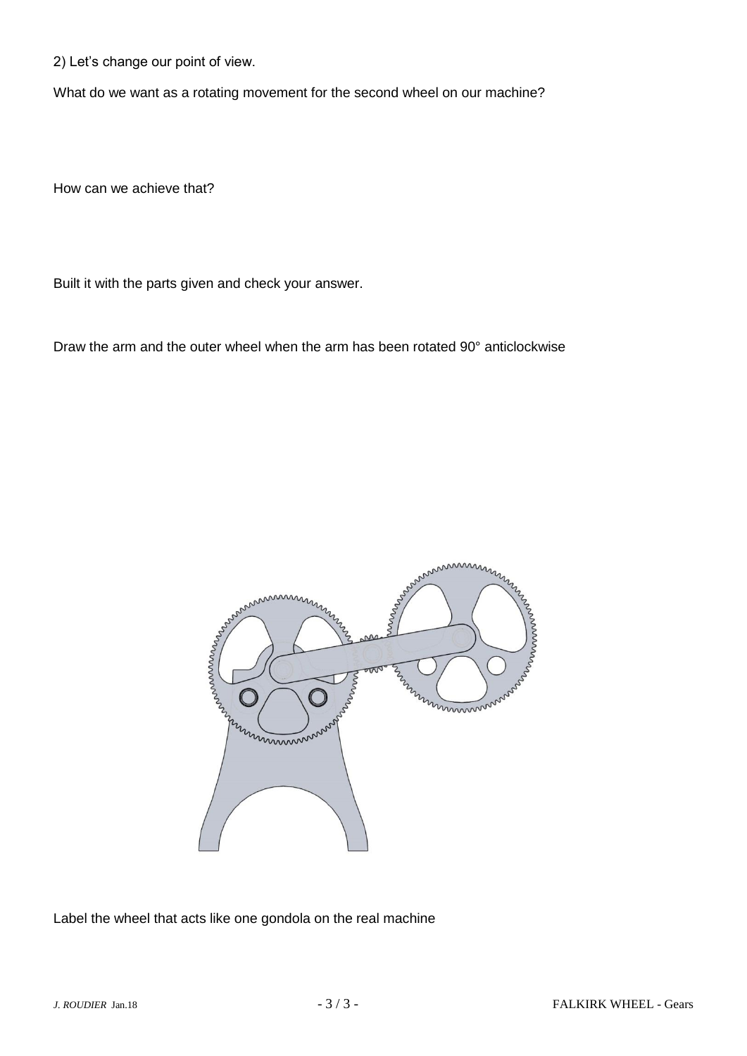2) Let's change our point of view.

What do we want as a rotating movement for the second wheel on our machine?

How can we achieve that?

Built it with the parts given and check your answer.

Draw the arm and the outer wheel when the arm has been rotated 90° anticlockwise

Label the wheel that acts like one gondola on the real machine